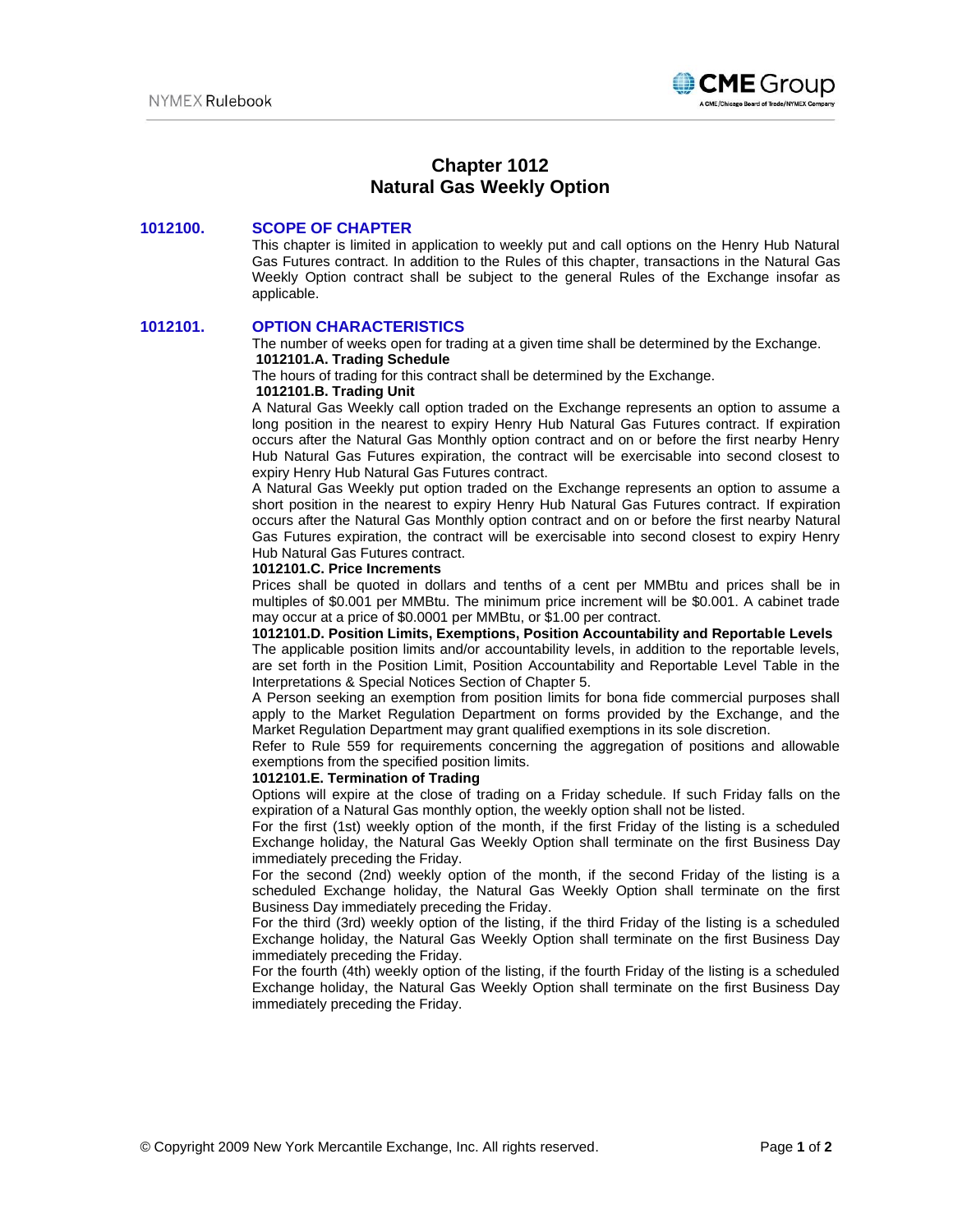# Chapter 1012
# Natural Gas Weekly Option

## 1012100. SCOPE OF CHAPTER

This chapter is limited in application to weekly put and call options on the Henry Hub Natural Gas Futures contract. In addition to the Rules of this chapter, transactions in the Natural Gas Weekly Option contract shall be subject to the general Rules of the Exchange insofar as applicable.

## 1012101. OPTION CHARACTERISTICS

The number of weeks open for trading at a given time shall be determined by the Exchange.

**1012101.A. Trading Schedule**

The hours of trading for this contract shall be determined by the Exchange.

**1012101.B. Trading Unit**

A Natural Gas Weekly call option traded on the Exchange represents an option to assume a long position in the nearest to expiry Henry Hub Natural Gas Futures contract. If expiration occurs after the Natural Gas Monthly option contract and on or before the first nearby Henry Hub Natural Gas Futures expiration, the contract will be exercisable into second closest to expiry Henry Hub Natural Gas Futures contract.

A Natural Gas Weekly put option traded on the Exchange represents an option to assume a short position in the nearest to expiry Henry Hub Natural Gas Futures contract. If expiration occurs after the Natural Gas Monthly option contract and on or before the first nearby Natural Gas Futures expiration, the contract will be exercisable into second closest to expiry Henry Hub Natural Gas Futures contract.

**1012101.C. Price Increments**

Prices shall be quoted in dollars and tenths of a cent per MMBtu and prices shall be in multiples of $0.001 per MMBtu. The minimum price increment will be $0.001. A cabinet trade may occur at a price of $0.0001 per MMBtu, or $1.00 per contract.

**1012101.D. Position Limits, Exemptions, Position Accountability and Reportable Levels**

The applicable position limits and/or accountability levels, in addition to the reportable levels, are set forth in the Position Limit, Position Accountability and Reportable Level Table in the Interpretations & Special Notices Section of Chapter 5.

A Person seeking an exemption from position limits for bona fide commercial purposes shall apply to the Market Regulation Department on forms provided by the Exchange, and the Market Regulation Department may grant qualified exemptions in its sole discretion.

Refer to Rule 559 for requirements concerning the aggregation of positions and allowable exemptions from the specified position limits.

**1012101.E. Termination of Trading**

Options will expire at the close of trading on a Friday schedule. If such Friday falls on the expiration of a Natural Gas monthly option, the weekly option shall not be listed.

For the first (1st) weekly option of the month, if the first Friday of the listing is a scheduled Exchange holiday, the Natural Gas Weekly Option shall terminate on the first Business Day immediately preceding the Friday.

For the second (2nd) weekly option of the month, if the second Friday of the listing is a scheduled Exchange holiday, the Natural Gas Weekly Option shall terminate on the first Business Day immediately preceding the Friday.

For the third (3rd) weekly option of the listing, if the third Friday of the listing is a scheduled Exchange holiday, the Natural Gas Weekly Option shall terminate on the first Business Day immediately preceding the Friday.

For the fourth (4th) weekly option of the listing, if the fourth Friday of the listing is a scheduled Exchange holiday, the Natural Gas Weekly Option shall terminate on the first Business Day immediately preceding the Friday.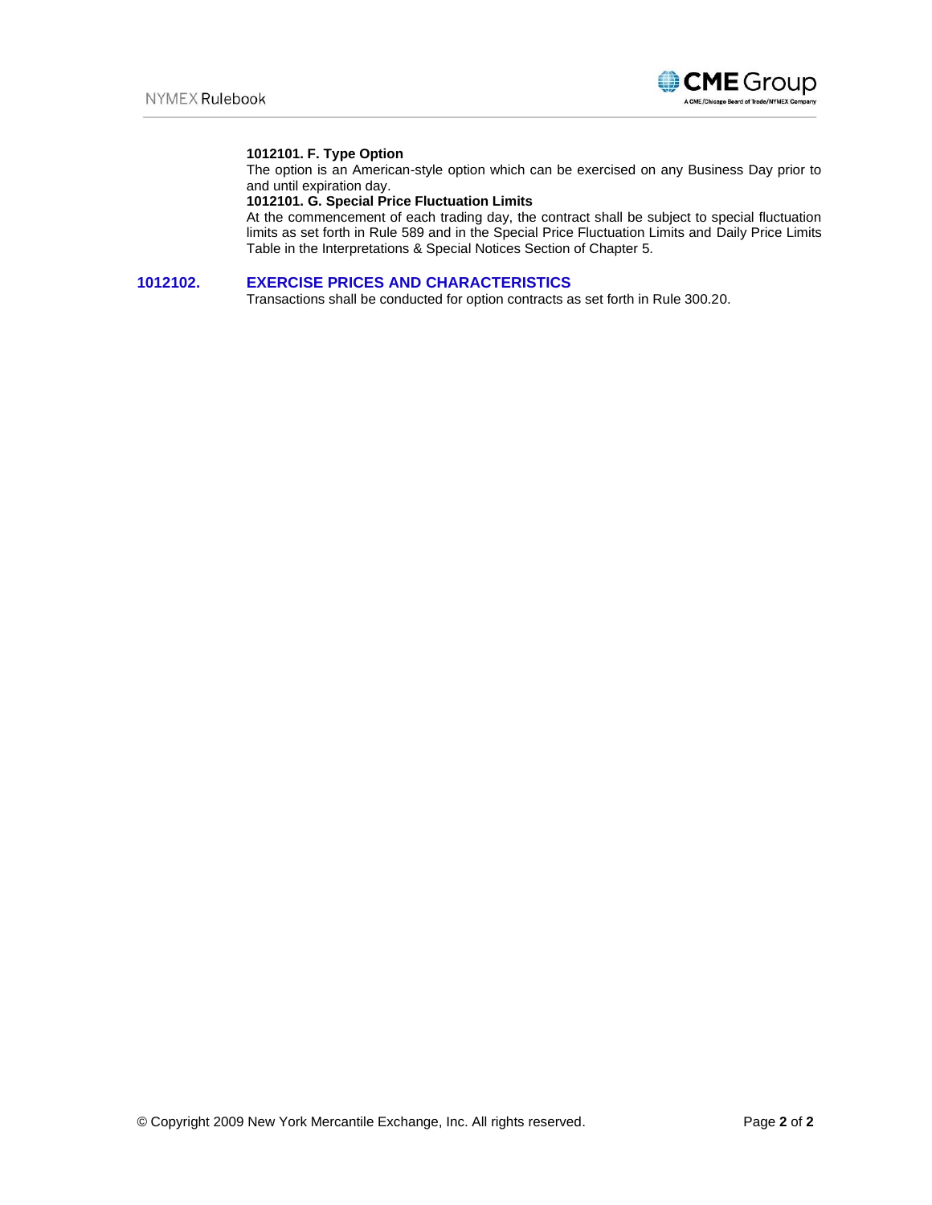**1012101. F. Type Option**

The option is an American-style option which can be exercised on any Business Day prior to and until expiration day.

**1012101. G. Special Price Fluctuation Limits**

At the commencement of each trading day, the contract shall be subject to special fluctuation limits as set forth in Rule 589 and in the Special Price Fluctuation Limits and Daily Price Limits Table in the Interpretations & Special Notices Section of Chapter 5.

## 1012102. EXERCISE PRICES AND CHARACTERISTICS

Transactions shall be conducted for option contracts as set forth in Rule 300.20.